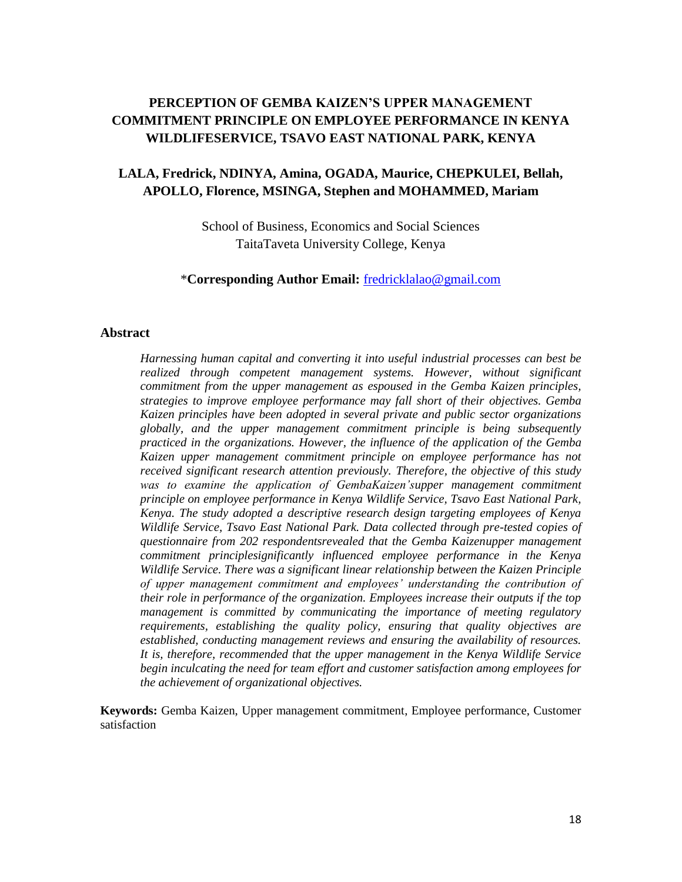# PERCEPTION OF GEMBA KAIZEN'S UPPER MANAGEMENT COMMITMENT PRINCIPLE ON EMPLOYEE PERFORMANCE IN KENYA WILDLIFESERVICE, TSAVO EAST NATIONAL PARK, KENYA

**LALA, Fredrick, NDINYA, Amina, OGADA, Maurice, CHEPKULEI, Bellah, APOLLO, Florence, MSINGA, Stephen and MOHAMMED, Mariam**

School of Business, Economics and Social Sciences
TaitaTaveta University College, Kenya

*__Corresponding Author Email:__ fredricklalao@gmail.com

## Abstract

*Harnessing human capital and converting it into useful industrial processes can best be realized through competent management systems. However, without significant commitment from the upper management as espoused in the Gemba Kaizen principles, strategies to improve employee performance may fall short of their objectives. Gemba Kaizen principles have been adopted in several private and public sector organizations globally, and the upper management commitment principle is being subsequently practiced in the organizations. However, the influence of the application of the Gemba Kaizen upper management commitment principle on employee performance has not received significant research attention previously. Therefore, the objective of this study was to examine the application of GembaKaizen'supper management commitment principle on employee performance in Kenya Wildlife Service, Tsavo East National Park, Kenya. The study adopted a descriptive research design targeting employees of Kenya Wildlife Service, Tsavo East National Park. Data collected through pre-tested copies of questionnaire from 202 respondentsrevealed that the Gemba Kaizenupper management commitment principlesignificantly influenced employee performance in the Kenya Wildlife Service. There was a significant linear relationship between the Kaizen Principle of upper management commitment and employees' understanding the contribution of their role in performance of the organization. Employees increase their outputs if the top management is committed by communicating the importance of meeting regulatory requirements, establishing the quality policy, ensuring that quality objectives are established, conducting management reviews and ensuring the availability of resources. It is, therefore, recommended that the upper management in the Kenya Wildlife Service begin inculcating the need for team effort and customer satisfaction among employees for the achievement of organizational objectives.*

**Keywords:** Gemba Kaizen, Upper management commitment, Employee performance, Customer satisfaction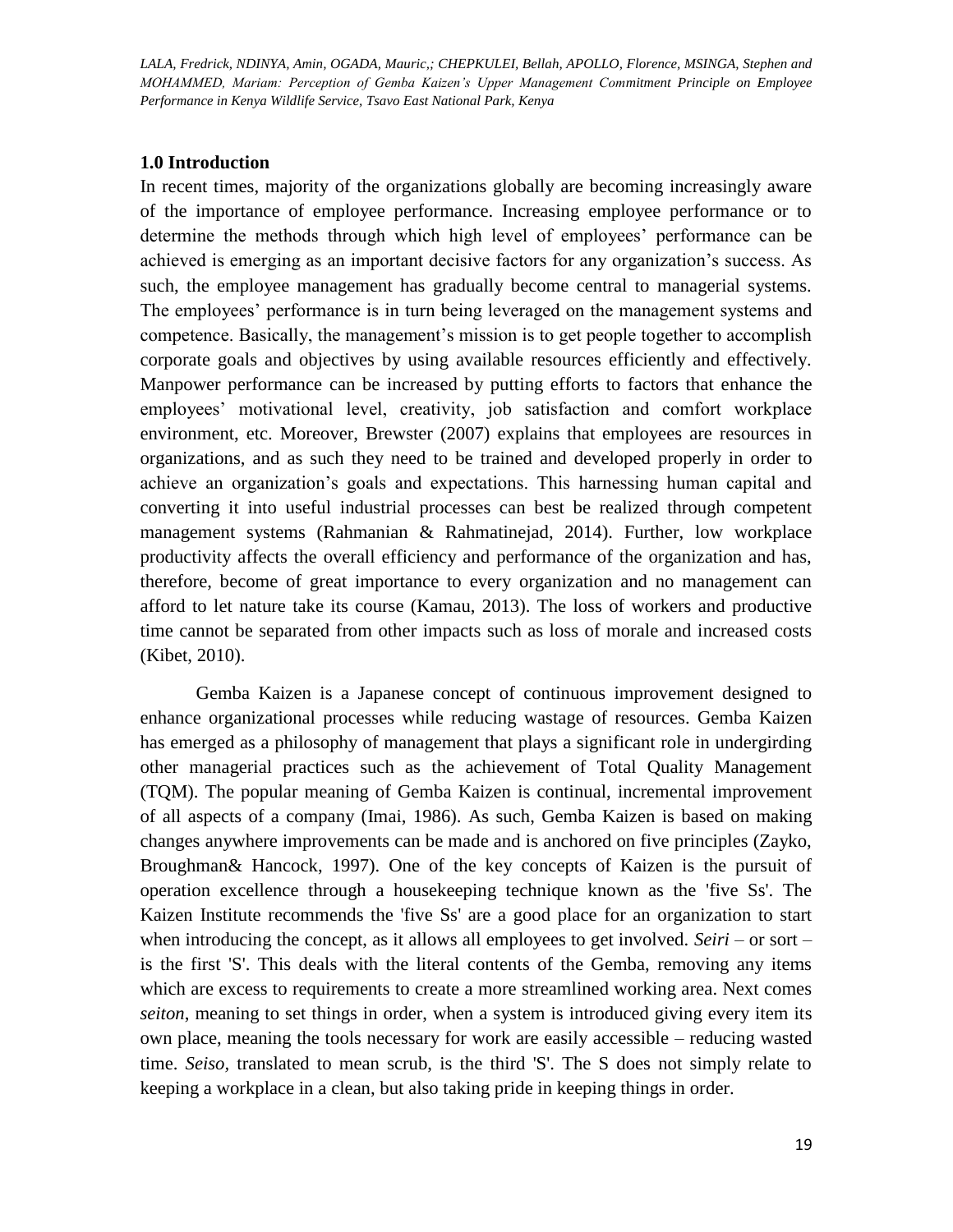## 1.0 Introduction

In recent times, majority of the organizations globally are becoming increasingly aware of the importance of employee performance. Increasing employee performance or to determine the methods through which high level of employees' performance can be achieved is emerging as an important decisive factors for any organization's success. As such, the employee management has gradually become central to managerial systems. The employees' performance is in turn being leveraged on the management systems and competence. Basically, the management's mission is to get people together to accomplish corporate goals and objectives by using available resources efficiently and effectively. Manpower performance can be increased by putting efforts to factors that enhance the employees' motivational level, creativity, job satisfaction and comfort workplace environment, etc. Moreover, Brewster (2007) explains that employees are resources in organizations, and as such they need to be trained and developed properly in order to achieve an organization's goals and expectations. This harnessing human capital and converting it into useful industrial processes can best be realized through competent management systems (Rahmanian & Rahmatinejad, 2014). Further, low workplace productivity affects the overall efficiency and performance of the organization and has, therefore, become of great importance to every organization and no management can afford to let nature take its course (Kamau, 2013). The loss of workers and productive time cannot be separated from other impacts such as loss of morale and increased costs (Kibet, 2010).

Gemba Kaizen is a Japanese concept of continuous improvement designed to enhance organizational processes while reducing wastage of resources. Gemba Kaizen has emerged as a philosophy of management that plays a significant role in undergirding other managerial practices such as the achievement of Total Quality Management (TQM). The popular meaning of Gemba Kaizen is continual, incremental improvement of all aspects of a company (Imai, 1986). As such, Gemba Kaizen is based on making changes anywhere improvements can be made and is anchored on five principles (Zayko, Broughman& Hancock, 1997). One of the key concepts of Kaizen is the pursuit of operation excellence through a housekeeping technique known as the 'five Ss'. The Kaizen Institute recommends the 'five Ss' are a good place for an organization to start when introducing the concept, as it allows all employees to get involved. *Seiri* – or sort – is the first 'S'. This deals with the literal contents of the Gemba, removing any items which are excess to requirements to create a more streamlined working area. Next comes *seiton*, meaning to set things in order, when a system is introduced giving every item its own place, meaning the tools necessary for work are easily accessible – reducing wasted time. *Seiso*, translated to mean scrub, is the third 'S'. The S does not simply relate to keeping a workplace in a clean, but also taking pride in keeping things in order.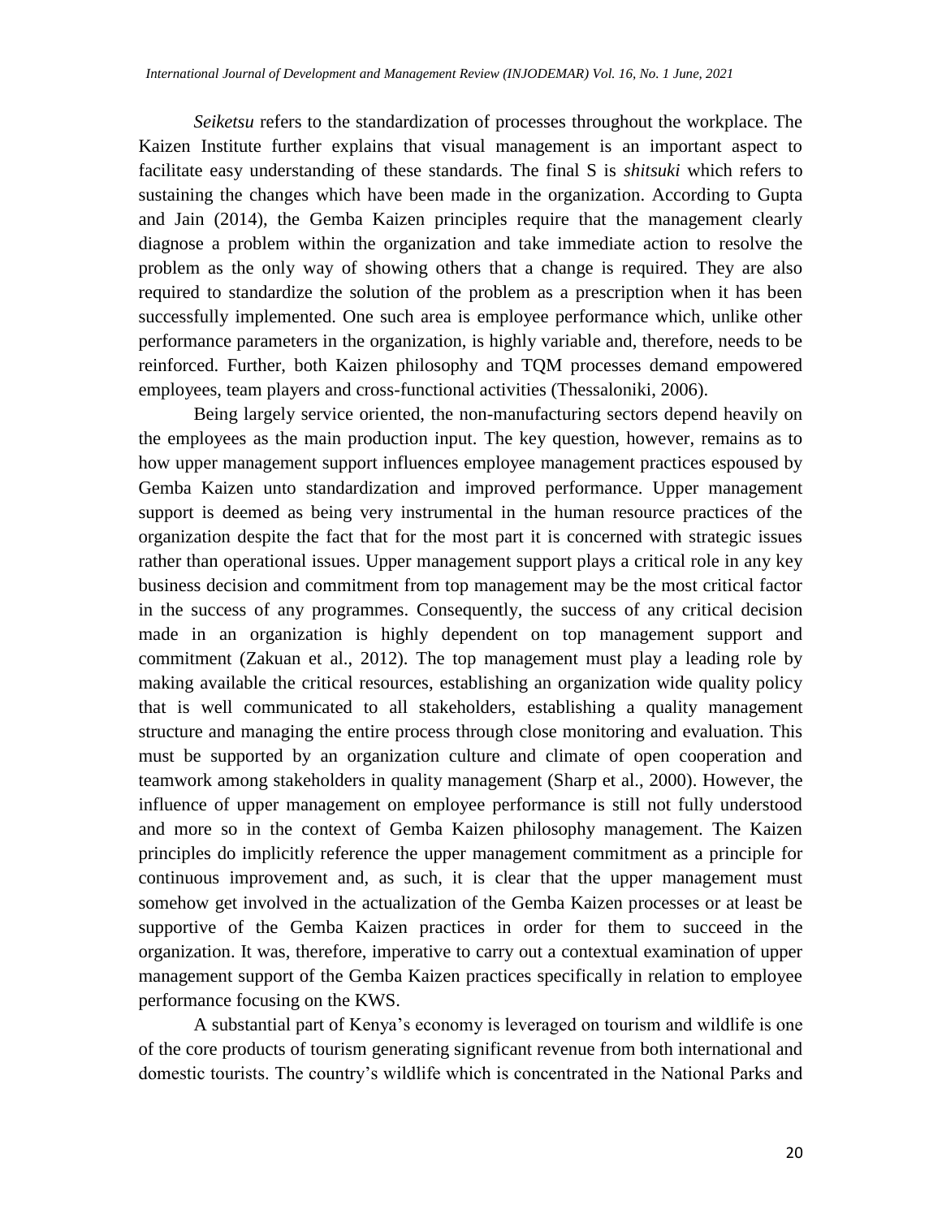*Seiketsu* refers to the standardization of processes throughout the workplace. The Kaizen Institute further explains that visual management is an important aspect to facilitate easy understanding of these standards. The final S is *shitsuki* which refers to sustaining the changes which have been made in the organization. According to Gupta and Jain (2014), the Gemba Kaizen principles require that the management clearly diagnose a problem within the organization and take immediate action to resolve the problem as the only way of showing others that a change is required. They are also required to standardize the solution of the problem as a prescription when it has been successfully implemented. One such area is employee performance which, unlike other performance parameters in the organization, is highly variable and, therefore, needs to be reinforced. Further, both Kaizen philosophy and TQM processes demand empowered employees, team players and cross-functional activities (Thessaloniki, 2006).

Being largely service oriented, the non-manufacturing sectors depend heavily on the employees as the main production input. The key question, however, remains as to how upper management support influences employee management practices espoused by Gemba Kaizen unto standardization and improved performance. Upper management support is deemed as being very instrumental in the human resource practices of the organization despite the fact that for the most part it is concerned with strategic issues rather than operational issues. Upper management support plays a critical role in any key business decision and commitment from top management may be the most critical factor in the success of any programmes. Consequently, the success of any critical decision made in an organization is highly dependent on top management support and commitment (Zakuan et al., 2012). The top management must play a leading role by making available the critical resources, establishing an organization wide quality policy that is well communicated to all stakeholders, establishing a quality management structure and managing the entire process through close monitoring and evaluation. This must be supported by an organization culture and climate of open cooperation and teamwork among stakeholders in quality management (Sharp et al., 2000). However, the influence of upper management on employee performance is still not fully understood and more so in the context of Gemba Kaizen philosophy management. The Kaizen principles do implicitly reference the upper management commitment as a principle for continuous improvement and, as such, it is clear that the upper management must somehow get involved in the actualization of the Gemba Kaizen processes or at least be supportive of the Gemba Kaizen practices in order for them to succeed in the organization. It was, therefore, imperative to carry out a contextual examination of upper management support of the Gemba Kaizen practices specifically in relation to employee performance focusing on the KWS.

A substantial part of Kenya's economy is leveraged on tourism and wildlife is one of the core products of tourism generating significant revenue from both international and domestic tourists. The country's wildlife which is concentrated in the National Parks and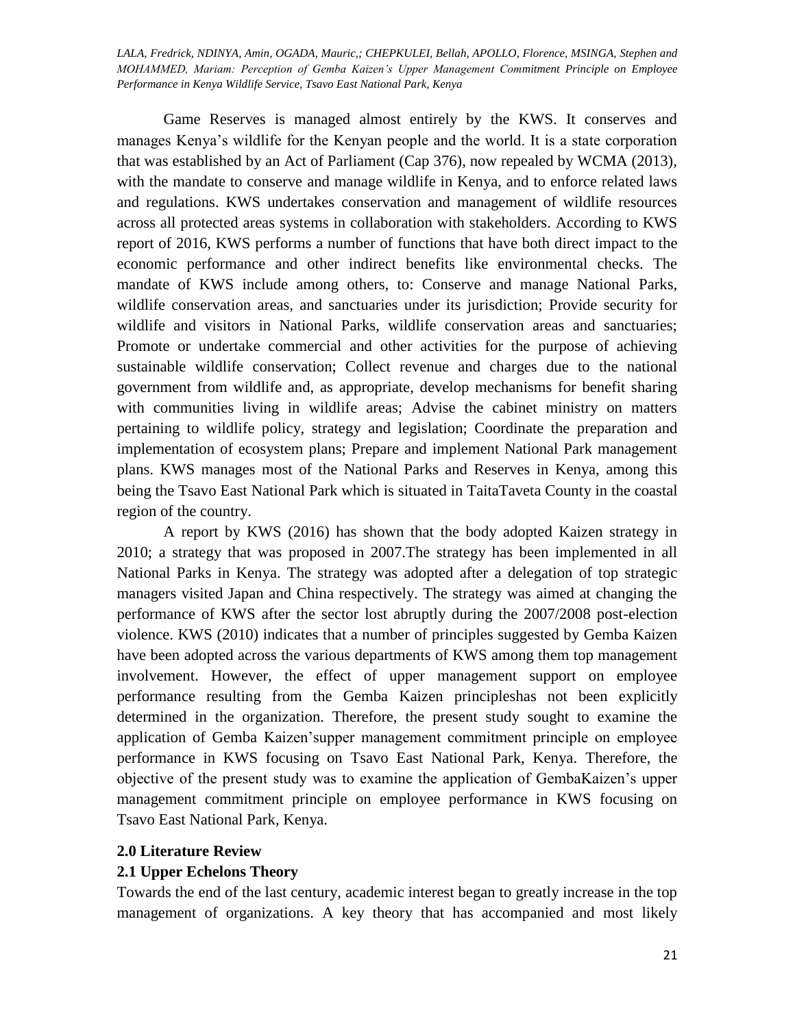Game Reserves is managed almost entirely by the KWS. It conserves and manages Kenya's wildlife for the Kenyan people and the world. It is a state corporation that was established by an Act of Parliament (Cap 376), now repealed by WCMA (2013), with the mandate to conserve and manage wildlife in Kenya, and to enforce related laws and regulations. KWS undertakes conservation and management of wildlife resources across all protected areas systems in collaboration with stakeholders. According to KWS report of 2016, KWS performs a number of functions that have both direct impact to the economic performance and other indirect benefits like environmental checks. The mandate of KWS include among others, to: Conserve and manage National Parks, wildlife conservation areas, and sanctuaries under its jurisdiction; Provide security for wildlife and visitors in National Parks, wildlife conservation areas and sanctuaries; Promote or undertake commercial and other activities for the purpose of achieving sustainable wildlife conservation; Collect revenue and charges due to the national government from wildlife and, as appropriate, develop mechanisms for benefit sharing with communities living in wildlife areas; Advise the cabinet ministry on matters pertaining to wildlife policy, strategy and legislation; Coordinate the preparation and implementation of ecosystem plans; Prepare and implement National Park management plans. KWS manages most of the National Parks and Reserves in Kenya, among this being the Tsavo East National Park which is situated in TaitaTaveta County in the coastal region of the country.

A report by KWS (2016) has shown that the body adopted Kaizen strategy in 2010; a strategy that was proposed in 2007.The strategy has been implemented in all National Parks in Kenya. The strategy was adopted after a delegation of top strategic managers visited Japan and China respectively. The strategy was aimed at changing the performance of KWS after the sector lost abruptly during the 2007/2008 post-election violence. KWS (2010) indicates that a number of principles suggested by Gemba Kaizen have been adopted across the various departments of KWS among them top management involvement. However, the effect of upper management support on employee performance resulting from the Gemba Kaizen principleshas not been explicitly determined in the organization. Therefore, the present study sought to examine the application of Gemba Kaizen'supper management commitment principle on employee performance in KWS focusing on Tsavo East National Park, Kenya. Therefore, the objective of the present study was to examine the application of GembaKaizen's upper management commitment principle on employee performance in KWS focusing on Tsavo East National Park, Kenya.

## 2.0 Literature Review

### 2.1 Upper Echelons Theory

Towards the end of the last century, academic interest began to greatly increase in the top management of organizations. A key theory that has accompanied and most likely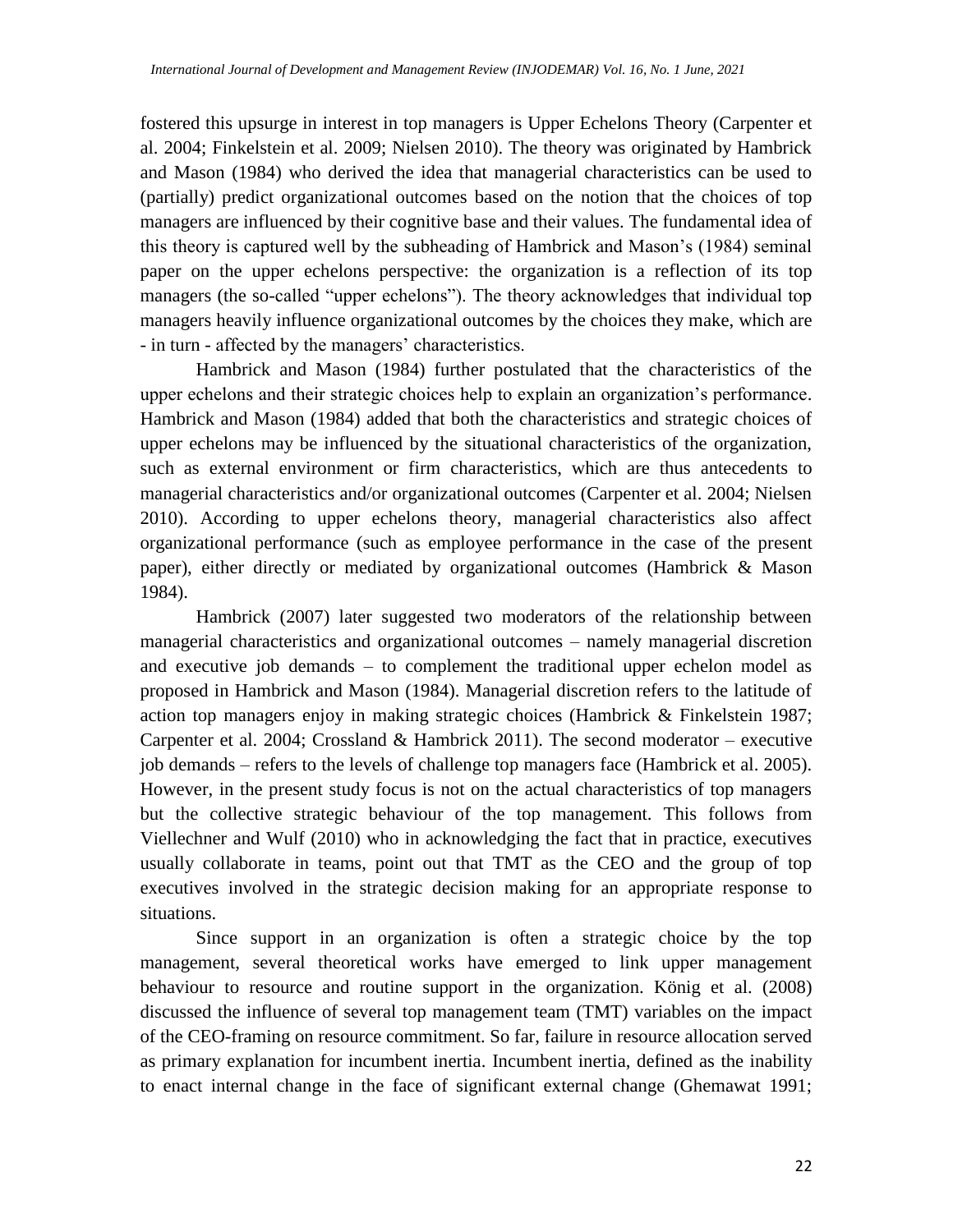fostered this upsurge in interest in top managers is Upper Echelons Theory (Carpenter et al. 2004; Finkelstein et al. 2009; Nielsen 2010). The theory was originated by Hambrick and Mason (1984) who derived the idea that managerial characteristics can be used to (partially) predict organizational outcomes based on the notion that the choices of top managers are influenced by their cognitive base and their values. The fundamental idea of this theory is captured well by the subheading of Hambrick and Mason's (1984) seminal paper on the upper echelons perspective: the organization is a reflection of its top managers (the so-called "upper echelons"). The theory acknowledges that individual top managers heavily influence organizational outcomes by the choices they make, which are - in turn - affected by the managers' characteristics.

Hambrick and Mason (1984) further postulated that the characteristics of the upper echelons and their strategic choices help to explain an organization's performance. Hambrick and Mason (1984) added that both the characteristics and strategic choices of upper echelons may be influenced by the situational characteristics of the organization, such as external environment or firm characteristics, which are thus antecedents to managerial characteristics and/or organizational outcomes (Carpenter et al. 2004; Nielsen 2010). According to upper echelons theory, managerial characteristics also affect organizational performance (such as employee performance in the case of the present paper), either directly or mediated by organizational outcomes (Hambrick & Mason 1984).

Hambrick (2007) later suggested two moderators of the relationship between managerial characteristics and organizational outcomes – namely managerial discretion and executive job demands – to complement the traditional upper echelon model as proposed in Hambrick and Mason (1984). Managerial discretion refers to the latitude of action top managers enjoy in making strategic choices (Hambrick & Finkelstein 1987; Carpenter et al. 2004; Crossland & Hambrick 2011). The second moderator – executive job demands – refers to the levels of challenge top managers face (Hambrick et al. 2005). However, in the present study focus is not on the actual characteristics of top managers but the collective strategic behaviour of the top management. This follows from Viellechner and Wulf (2010) who in acknowledging the fact that in practice, executives usually collaborate in teams, point out that TMT as the CEO and the group of top executives involved in the strategic decision making for an appropriate response to situations.

Since support in an organization is often a strategic choice by the top management, several theoretical works have emerged to link upper management behaviour to resource and routine support in the organization. König et al. (2008) discussed the influence of several top management team (TMT) variables on the impact of the CEO-framing on resource commitment. So far, failure in resource allocation served as primary explanation for incumbent inertia. Incumbent inertia, defined as the inability to enact internal change in the face of significant external change (Ghemawat 1991;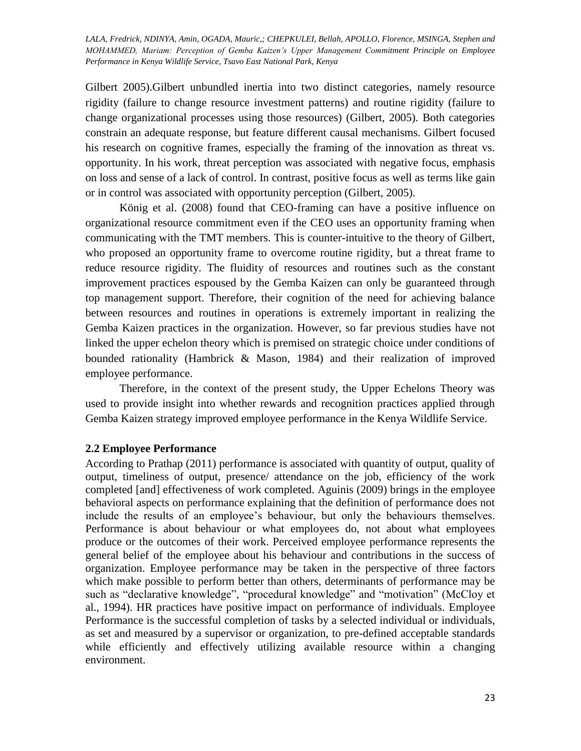Gilbert 2005).Gilbert unbundled inertia into two distinct categories, namely resource rigidity (failure to change resource investment patterns) and routine rigidity (failure to change organizational processes using those resources) (Gilbert, 2005). Both categories constrain an adequate response, but feature different causal mechanisms. Gilbert focused his research on cognitive frames, especially the framing of the innovation as threat vs. opportunity. In his work, threat perception was associated with negative focus, emphasis on loss and sense of a lack of control. In contrast, positive focus as well as terms like gain or in control was associated with opportunity perception (Gilbert, 2005).

König et al. (2008) found that CEO-framing can have a positive influence on organizational resource commitment even if the CEO uses an opportunity framing when communicating with the TMT members. This is counter-intuitive to the theory of Gilbert, who proposed an opportunity frame to overcome routine rigidity, but a threat frame to reduce resource rigidity. The fluidity of resources and routines such as the constant improvement practices espoused by the Gemba Kaizen can only be guaranteed through top management support. Therefore, their cognition of the need for achieving balance between resources and routines in operations is extremely important in realizing the Gemba Kaizen practices in the organization. However, so far previous studies have not linked the upper echelon theory which is premised on strategic choice under conditions of bounded rationality (Hambrick & Mason, 1984) and their realization of improved employee performance.

Therefore, in the context of the present study, the Upper Echelons Theory was used to provide insight into whether rewards and recognition practices applied through Gemba Kaizen strategy improved employee performance in the Kenya Wildlife Service.

## 2.2 Employee Performance

According to Prathap (2011) performance is associated with quantity of output, quality of output, timeliness of output, presence/ attendance on the job, efficiency of the work completed [and] effectiveness of work completed. Aguinis (2009) brings in the employee behavioral aspects on performance explaining that the definition of performance does not include the results of an employee's behaviour, but only the behaviours themselves. Performance is about behaviour or what employees do, not about what employees produce or the outcomes of their work. Perceived employee performance represents the general belief of the employee about his behaviour and contributions in the success of organization. Employee performance may be taken in the perspective of three factors which make possible to perform better than others, determinants of performance may be such as "declarative knowledge", "procedural knowledge" and "motivation" (McCloy et al., 1994). HR practices have positive impact on performance of individuals. Employee Performance is the successful completion of tasks by a selected individual or individuals, as set and measured by a supervisor or organization, to pre-defined acceptable standards while efficiently and effectively utilizing available resource within a changing environment.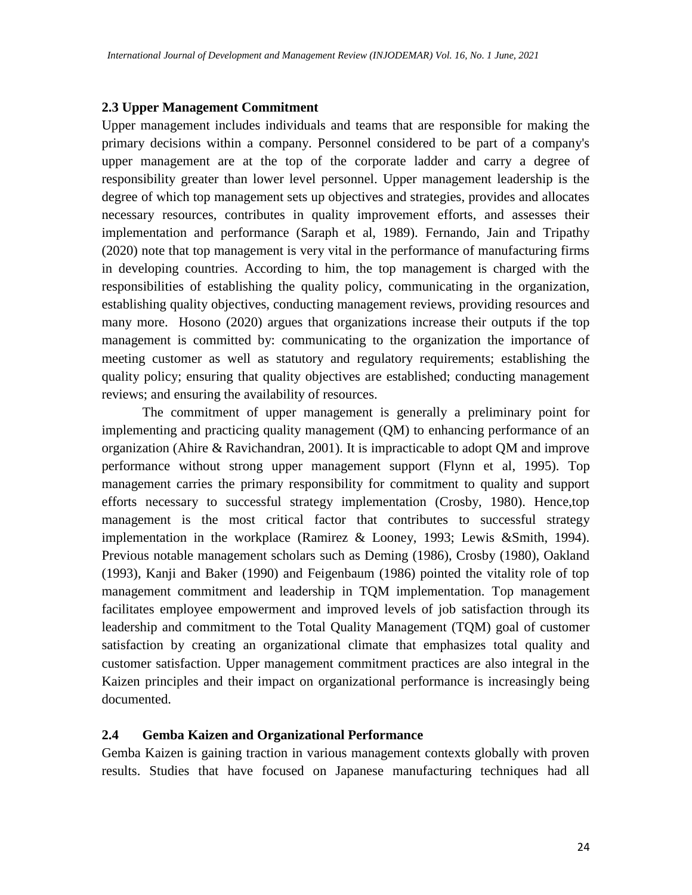### 2.3 Upper Management Commitment

Upper management includes individuals and teams that are responsible for making the primary decisions within a company. Personnel considered to be part of a company's upper management are at the top of the corporate ladder and carry a degree of responsibility greater than lower level personnel. Upper management leadership is the degree of which top management sets up objectives and strategies, provides and allocates necessary resources, contributes in quality improvement efforts, and assesses their implementation and performance (Saraph et al, 1989). Fernando, Jain and Tripathy (2020) note that top management is very vital in the performance of manufacturing firms in developing countries. According to him, the top management is charged with the responsibilities of establishing the quality policy, communicating in the organization, establishing quality objectives, conducting management reviews, providing resources and many more. Hosono (2020) argues that organizations increase their outputs if the top management is committed by: communicating to the organization the importance of meeting customer as well as statutory and regulatory requirements; establishing the quality policy; ensuring that quality objectives are established; conducting management reviews; and ensuring the availability of resources.

The commitment of upper management is generally a preliminary point for implementing and practicing quality management (QM) to enhancing performance of an organization (Ahire & Ravichandran, 2001). It is impracticable to adopt QM and improve performance without strong upper management support (Flynn et al, 1995). Top management carries the primary responsibility for commitment to quality and support efforts necessary to successful strategy implementation (Crosby, 1980). Hence,top management is the most critical factor that contributes to successful strategy implementation in the workplace (Ramirez & Looney, 1993; Lewis &Smith, 1994). Previous notable management scholars such as Deming (1986), Crosby (1980), Oakland (1993), Kanji and Baker (1990) and Feigenbaum (1986) pointed the vitality role of top management commitment and leadership in TQM implementation. Top management facilitates employee empowerment and improved levels of job satisfaction through its leadership and commitment to the Total Quality Management (TQM) goal of customer satisfaction by creating an organizational climate that emphasizes total quality and customer satisfaction. Upper management commitment practices are also integral in the Kaizen principles and their impact on organizational performance is increasingly being documented.

### 2.4 Gemba Kaizen and Organizational Performance

Gemba Kaizen is gaining traction in various management contexts globally with proven results. Studies that have focused on Japanese manufacturing techniques had all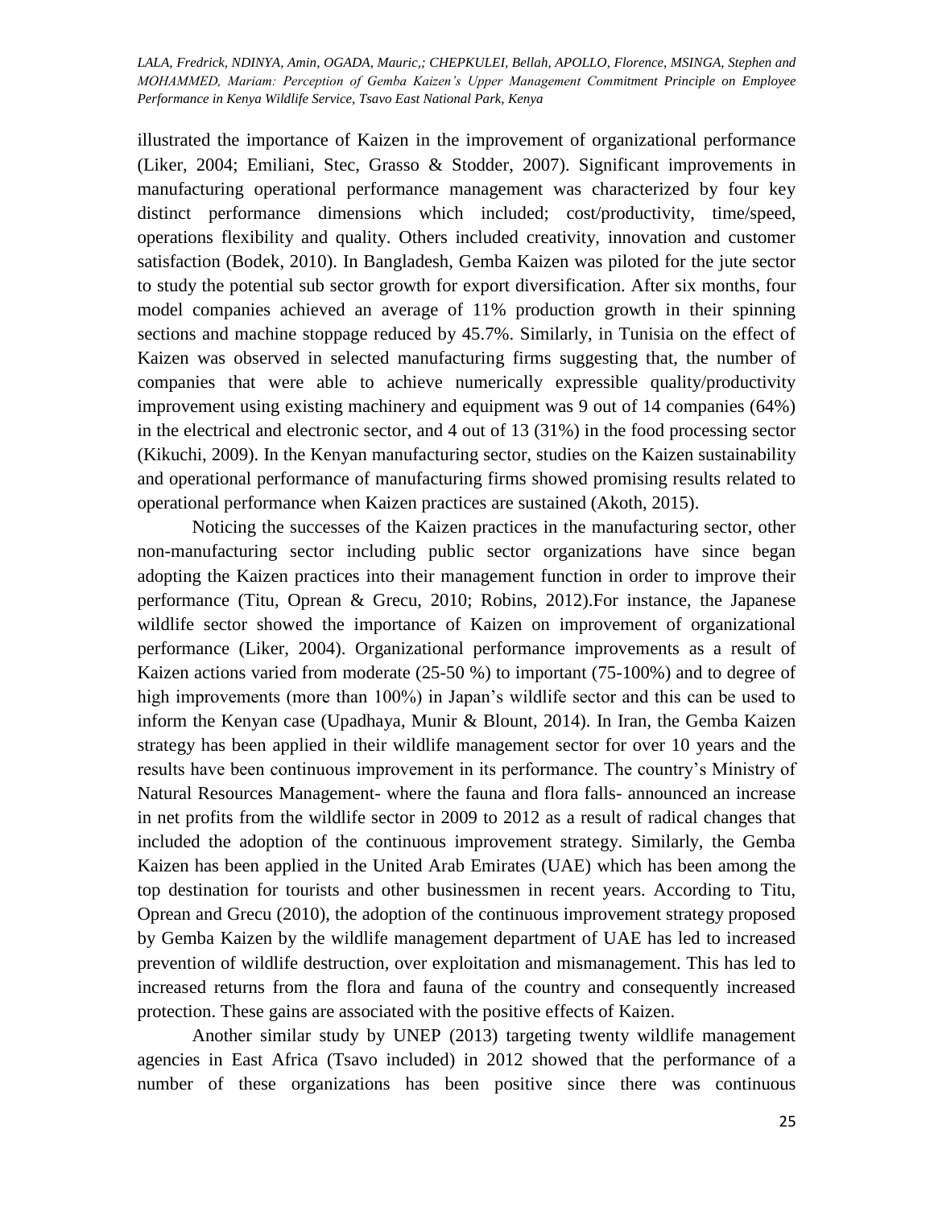illustrated the importance of Kaizen in the improvement of organizational performance (Liker, 2004; Emiliani, Stec, Grasso & Stodder, 2007). Significant improvements in manufacturing operational performance management was characterized by four key distinct performance dimensions which included; cost/productivity, time/speed, operations flexibility and quality. Others included creativity, innovation and customer satisfaction (Bodek, 2010). In Bangladesh, Gemba Kaizen was piloted for the jute sector to study the potential sub sector growth for export diversification. After six months, four model companies achieved an average of 11% production growth in their spinning sections and machine stoppage reduced by 45.7%. Similarly, in Tunisia on the effect of Kaizen was observed in selected manufacturing firms suggesting that, the number of companies that were able to achieve numerically expressible quality/productivity improvement using existing machinery and equipment was 9 out of 14 companies (64%) in the electrical and electronic sector, and 4 out of 13 (31%) in the food processing sector (Kikuchi, 2009). In the Kenyan manufacturing sector, studies on the Kaizen sustainability and operational performance of manufacturing firms showed promising results related to operational performance when Kaizen practices are sustained (Akoth, 2015).

Noticing the successes of the Kaizen practices in the manufacturing sector, other non-manufacturing sector including public sector organizations have since began adopting the Kaizen practices into their management function in order to improve their performance (Titu, Oprean & Grecu, 2010; Robins, 2012).For instance, the Japanese wildlife sector showed the importance of Kaizen on improvement of organizational performance (Liker, 2004). Organizational performance improvements as a result of Kaizen actions varied from moderate (25-50 %) to important (75-100%) and to degree of high improvements (more than 100%) in Japan's wildlife sector and this can be used to inform the Kenyan case (Upadhaya, Munir & Blount, 2014). In Iran, the Gemba Kaizen strategy has been applied in their wildlife management sector for over 10 years and the results have been continuous improvement in its performance. The country's Ministry of Natural Resources Management- where the fauna and flora falls- announced an increase in net profits from the wildlife sector in 2009 to 2012 as a result of radical changes that included the adoption of the continuous improvement strategy. Similarly, the Gemba Kaizen has been applied in the United Arab Emirates (UAE) which has been among the top destination for tourists and other businessmen in recent years. According to Titu, Oprean and Grecu (2010), the adoption of the continuous improvement strategy proposed by Gemba Kaizen by the wildlife management department of UAE has led to increased prevention of wildlife destruction, over exploitation and mismanagement. This has led to increased returns from the flora and fauna of the country and consequently increased protection. These gains are associated with the positive effects of Kaizen.

Another similar study by UNEP (2013) targeting twenty wildlife management agencies in East Africa (Tsavo included) in 2012 showed that the performance of a number of these organizations has been positive since there was continuous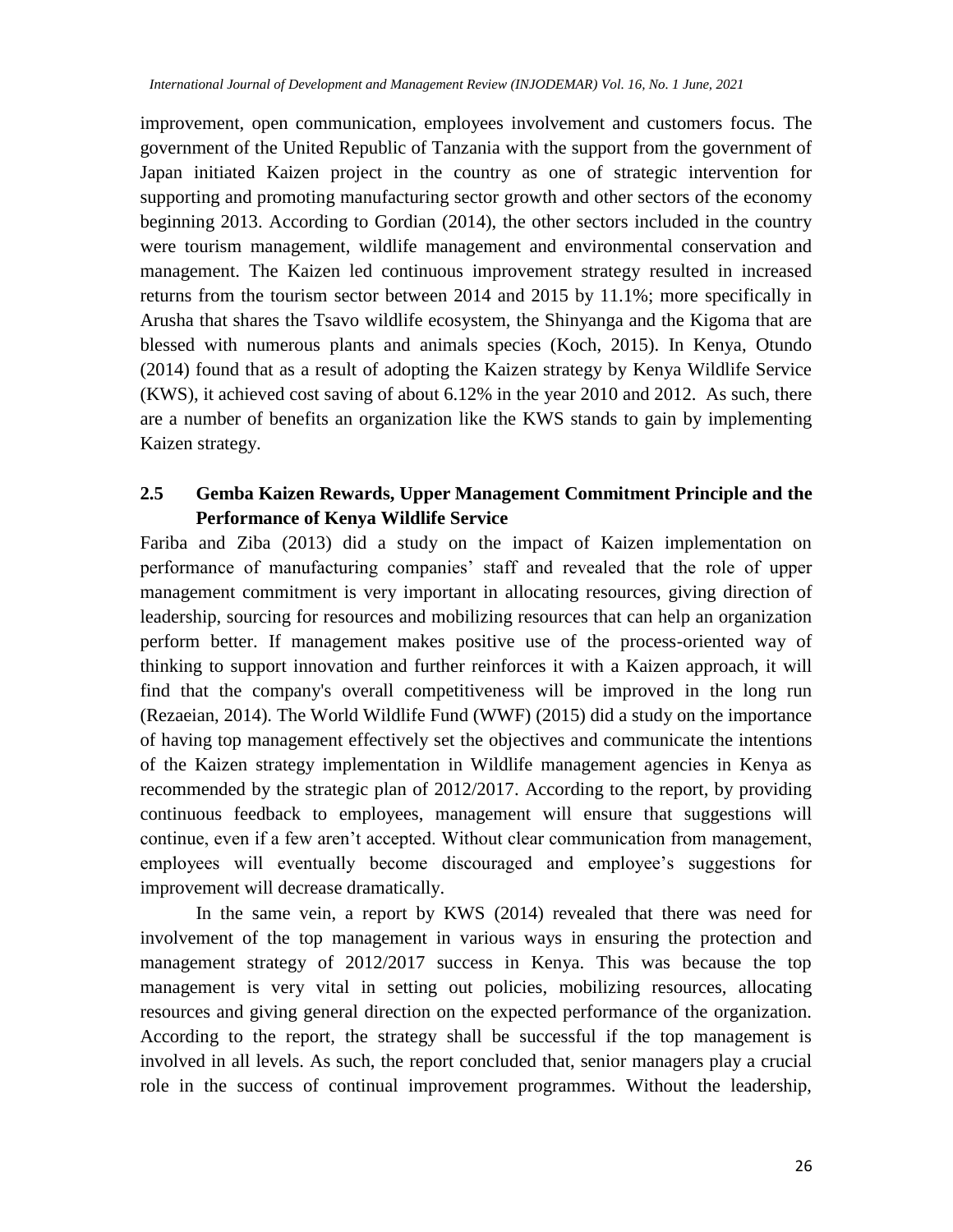improvement, open communication, employees involvement and customers focus. The government of the United Republic of Tanzania with the support from the government of Japan initiated Kaizen project in the country as one of strategic intervention for supporting and promoting manufacturing sector growth and other sectors of the economy beginning 2013. According to Gordian (2014), the other sectors included in the country were tourism management, wildlife management and environmental conservation and management. The Kaizen led continuous improvement strategy resulted in increased returns from the tourism sector between 2014 and 2015 by 11.1%; more specifically in Arusha that shares the Tsavo wildlife ecosystem, the Shinyanga and the Kigoma that are blessed with numerous plants and animals species (Koch, 2015). In Kenya, Otundo (2014) found that as a result of adopting the Kaizen strategy by Kenya Wildlife Service (KWS), it achieved cost saving of about 6.12% in the year 2010 and 2012. As such, there are a number of benefits an organization like the KWS stands to gain by implementing Kaizen strategy.

## 2.5 Gemba Kaizen Rewards, Upper Management Commitment Principle and the Performance of Kenya Wildlife Service

Fariba and Ziba (2013) did a study on the impact of Kaizen implementation on performance of manufacturing companies' staff and revealed that the role of upper management commitment is very important in allocating resources, giving direction of leadership, sourcing for resources and mobilizing resources that can help an organization perform better. If management makes positive use of the process-oriented way of thinking to support innovation and further reinforces it with a Kaizen approach, it will find that the company's overall competitiveness will be improved in the long run (Rezaeian, 2014). The World Wildlife Fund (WWF) (2015) did a study on the importance of having top management effectively set the objectives and communicate the intentions of the Kaizen strategy implementation in Wildlife management agencies in Kenya as recommended by the strategic plan of 2012/2017. According to the report, by providing continuous feedback to employees, management will ensure that suggestions will continue, even if a few aren't accepted. Without clear communication from management, employees will eventually become discouraged and employee's suggestions for improvement will decrease dramatically.

In the same vein, a report by KWS (2014) revealed that there was need for involvement of the top management in various ways in ensuring the protection and management strategy of 2012/2017 success in Kenya. This was because the top management is very vital in setting out policies, mobilizing resources, allocating resources and giving general direction on the expected performance of the organization. According to the report, the strategy shall be successful if the top management is involved in all levels. As such, the report concluded that, senior managers play a crucial role in the success of continual improvement programmes. Without the leadership,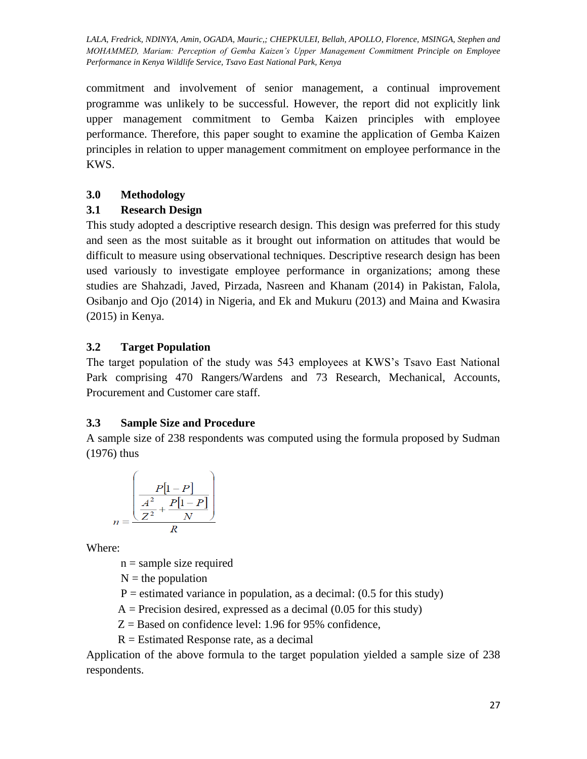commitment and involvement of senior management, a continual improvement programme was unlikely to be successful. However, the report did not explicitly link upper management commitment to Gemba Kaizen principles with employee performance. Therefore, this paper sought to examine the application of Gemba Kaizen principles in relation to upper management commitment on employee performance in the KWS.

## 3.0 Methodology

### 3.1 Research Design

This study adopted a descriptive research design. This design was preferred for this study and seen as the most suitable as it brought out information on attitudes that would be difficult to measure using observational techniques. Descriptive research design has been used variously to investigate employee performance in organizations; among these studies are Shahzadi, Javed, Pirzada, Nasreen and Khanam (2014) in Pakistan, Falola, Osibanjo and Ojo (2014) in Nigeria, and Ek and Mukuru (2013) and Maina and Kwasira (2015) in Kenya.

### 3.2 Target Population

The target population of the study was 543 employees at KWS's Tsavo East National Park comprising 470 Rangers/Wardens and 73 Research, Mechanical, Accounts, Procurement and Customer care staff.

### 3.3 Sample Size and Procedure

A sample size of 238 respondents was computed using the formula proposed by Sudman (1976) thus

$$n = \frac{\left( \dfrac{P[1-P]}{\dfrac{A^2}{Z^2} + \dfrac{P[1-P]}{N}} \right)}{R}$$

Where:

n = sample size required

N = the population

P = estimated variance in population, as a decimal: (0.5 for this study)

A = Precision desired, expressed as a decimal (0.05 for this study)

Z = Based on confidence level: 1.96 for 95% confidence,

R = Estimated Response rate, as a decimal

Application of the above formula to the target population yielded a sample size of 238 respondents.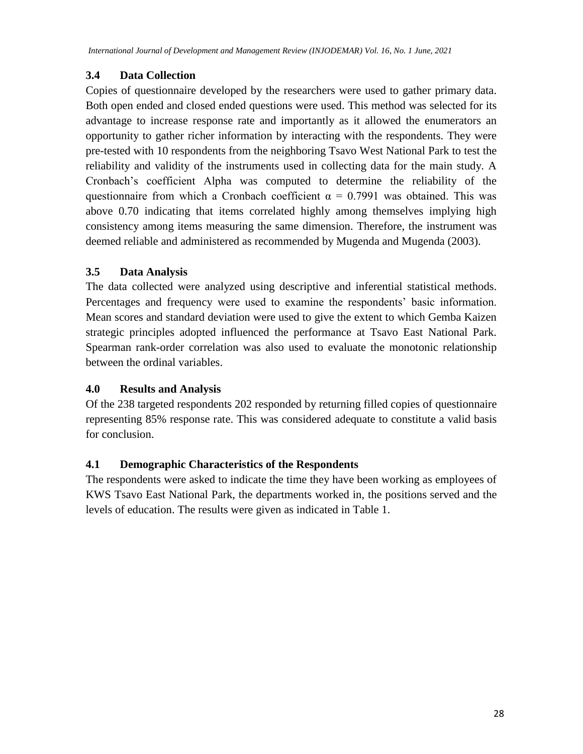### 3.4 Data Collection

Copies of questionnaire developed by the researchers were used to gather primary data. Both open ended and closed ended questions were used. This method was selected for its advantage to increase response rate and importantly as it allowed the enumerators an opportunity to gather richer information by interacting with the respondents. They were pre-tested with 10 respondents from the neighboring Tsavo West National Park to test the reliability and validity of the instruments used in collecting data for the main study. A Cronbach's coefficient Alpha was computed to determine the reliability of the questionnaire from which a Cronbach coefficient $\alpha = 0.7991$ was obtained. This was above 0.70 indicating that items correlated highly among themselves implying high consistency among items measuring the same dimension. Therefore, the instrument was deemed reliable and administered as recommended by Mugenda and Mugenda (2003).

### 3.5 Data Analysis

The data collected were analyzed using descriptive and inferential statistical methods. Percentages and frequency were used to examine the respondents' basic information. Mean scores and standard deviation were used to give the extent to which Gemba Kaizen strategic principles adopted influenced the performance at Tsavo East National Park. Spearman rank-order correlation was also used to evaluate the monotonic relationship between the ordinal variables.

## 4.0 Results and Analysis

Of the 238 targeted respondents 202 responded by returning filled copies of questionnaire representing 85% response rate. This was considered adequate to constitute a valid basis for conclusion.

### 4.1 Demographic Characteristics of the Respondents

The respondents were asked to indicate the time they have been working as employees of KWS Tsavo East National Park, the departments worked in, the positions served and the levels of education. The results were given as indicated in Table 1.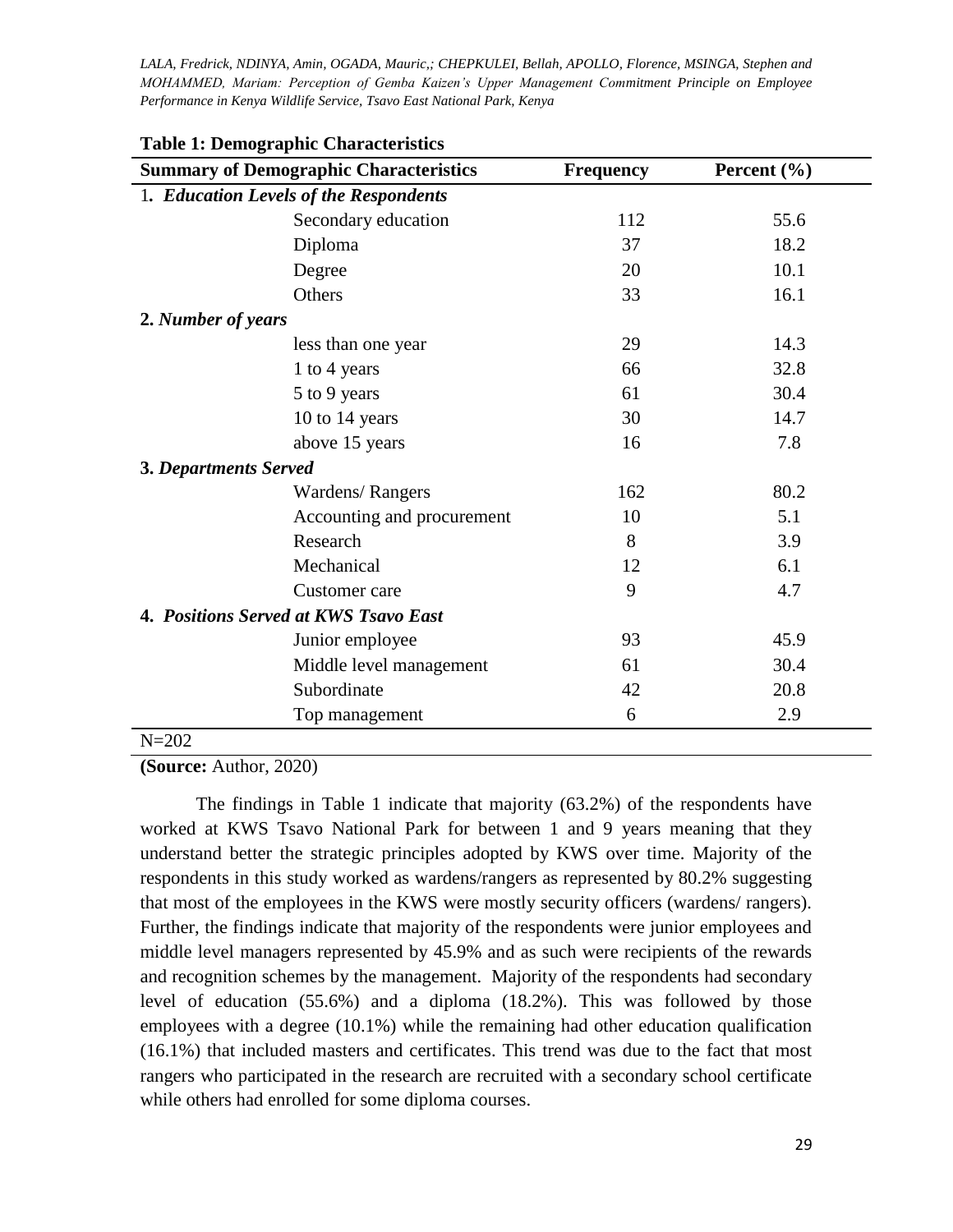**Table 1: Demographic Characteristics**

| Summary of Demographic Characteristics | Frequency | Percent (%) |
|---|---|---|
| 1. ***Education Levels of the Respondents*** | | |
| Secondary education | 112 | 55.6 |
| Diploma | 37 | 18.2 |
| Degree | 20 | 10.1 |
| Others | 33 | 16.1 |
| **2.** ***Number of years*** | | |
| less than one year | 29 | 14.3 |
| 1 to 4 years | 66 | 32.8 |
| 5 to 9 years | 61 | 30.4 |
| 10 to 14 years | 30 | 14.7 |
| above 15 years | 16 | 7.8 |
| **3.** ***Departments Served*** | | |
| Wardens/ Rangers | 162 | 80.2 |
| Accounting and procurement | 10 | 5.1 |
| Research | 8 | 3.9 |
| Mechanical | 12 | 6.1 |
| Customer care | 9 | 4.7 |
| **4.** ***Positions Served at KWS Tsavo East*** | | |
| Junior employee | 93 | 45.9 |
| Middle level management | 61 | 30.4 |
| Subordinate | 42 | 20.8 |
| Top management | 6 | 2.9 |

N=202

**(Source:** Author, 2020)

The findings in Table 1 indicate that majority (63.2%) of the respondents have worked at KWS Tsavo National Park for between 1 and 9 years meaning that they understand better the strategic principles adopted by KWS over time. Majority of the respondents in this study worked as wardens/rangers as represented by 80.2% suggesting that most of the employees in the KWS were mostly security officers (wardens/ rangers). Further, the findings indicate that majority of the respondents were junior employees and middle level managers represented by 45.9% and as such were recipients of the rewards and recognition schemes by the management. Majority of the respondents had secondary level of education (55.6%) and a diploma (18.2%). This was followed by those employees with a degree (10.1%) while the remaining had other education qualification (16.1%) that included masters and certificates. This trend was due to the fact that most rangers who participated in the research are recruited with a secondary school certificate while others had enrolled for some diploma courses.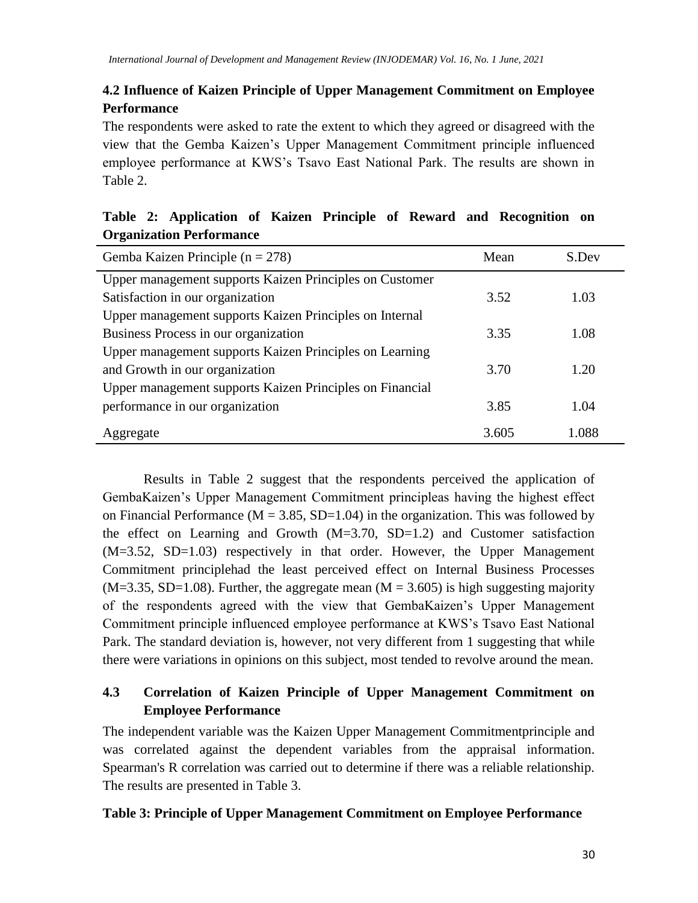## 4.2 Influence of Kaizen Principle of Upper Management Commitment on Employee Performance

The respondents were asked to rate the extent to which they agreed or disagreed with the view that the Gemba Kaizen's Upper Management Commitment principle influenced employee performance at KWS's Tsavo East National Park. The results are shown in Table 2.

**Table 2: Application of Kaizen Principle of Reward and Recognition on Organization Performance**

| Gemba Kaizen Principle (n = 278) | Mean | S.Dev |
|---|---|---|
| Upper management supports Kaizen Principles on Customer Satisfaction in our organization | 3.52 | 1.03 |
| Upper management supports Kaizen Principles on Internal Business Process in our organization | 3.35 | 1.08 |
| Upper management supports Kaizen Principles on Learning and Growth in our organization | 3.70 | 1.20 |
| Upper management supports Kaizen Principles on Financial performance in our organization | 3.85 | 1.04 |
| Aggregate | 3.605 | 1.088 |

Results in Table 2 suggest that the respondents perceived the application of GembaKaizen's Upper Management Commitment principleas having the highest effect on Financial Performance ($M = 3.85$, $SD=1.04$) in the organization. This was followed by the effect on Learning and Growth ($M=3.70$, $SD=1.2$) and Customer satisfaction ($M=3.52$, $SD=1.03$) respectively in that order. However, the Upper Management Commitment principlehad the least perceived effect on Internal Business Processes ($M=3.35$, $SD=1.08$). Further, the aggregate mean ($M = 3.605$) is high suggesting majority of the respondents agreed with the view that GembaKaizen's Upper Management Commitment principle influenced employee performance at KWS's Tsavo East National Park. The standard deviation is, however, not very different from 1 suggesting that while there were variations in opinions on this subject, most tended to revolve around the mean.

## 4.3 Correlation of Kaizen Principle of Upper Management Commitment on Employee Performance

The independent variable was the Kaizen Upper Management Commitmentprinciple and was correlated against the dependent variables from the appraisal information. Spearman's R correlation was carried out to determine if there was a reliable relationship. The results are presented in Table 3.

**Table 3: Principle of Upper Management Commitment on Employee Performance**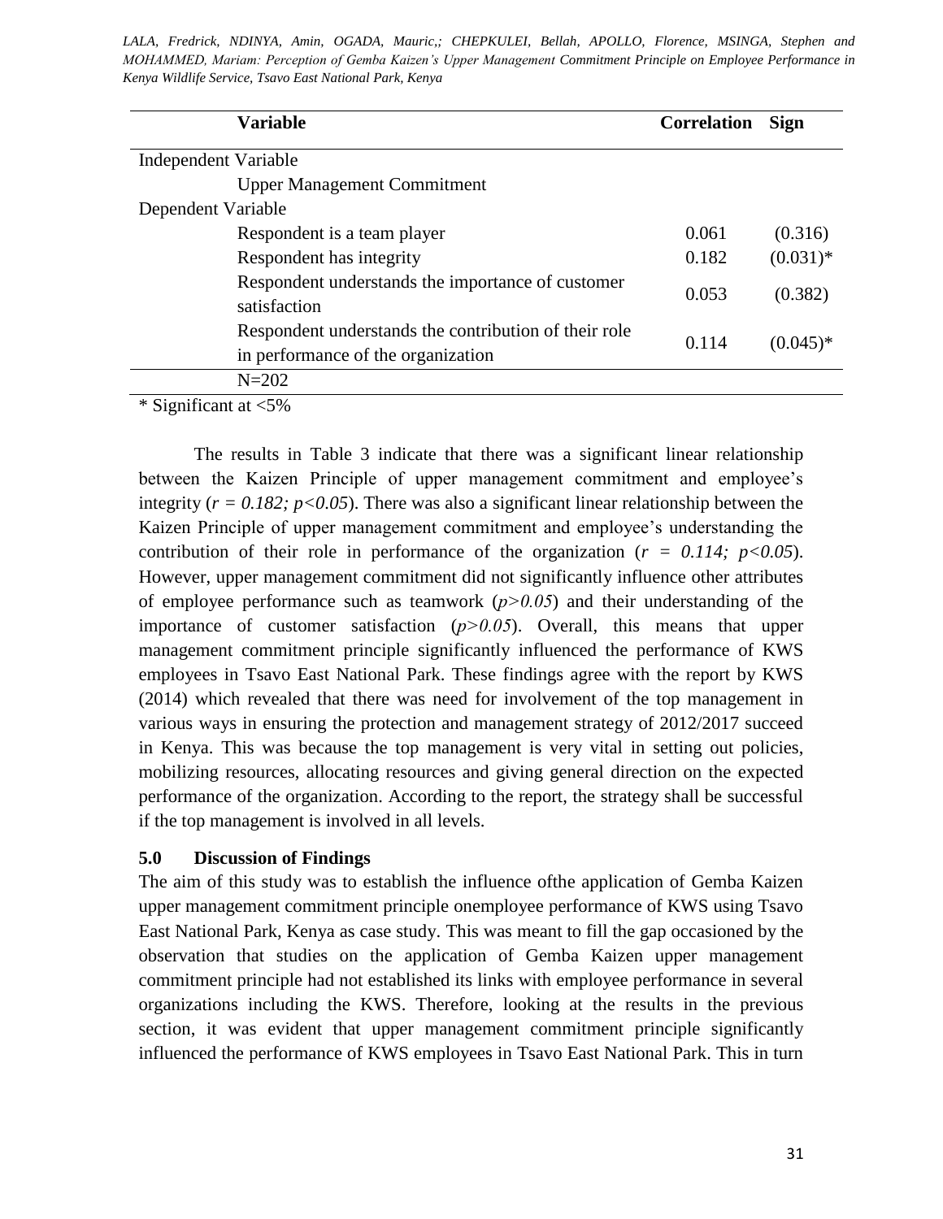| Variable | Correlation | Sign |
|---|---|---|
| Independent Variable | | |
| Upper Management Commitment | | |
| Dependent Variable | | |
| Respondent is a team player | 0.061 | (0.316) |
| Respondent has integrity | 0.182 | (0.031)* |
| Respondent understands the importance of customer satisfaction | 0.053 | (0.382) |
| Respondent understands the contribution of their role in performance of the organization | 0.114 | (0.045)* |
| N=202 | | |

\* Significant at <5%

The results in Table 3 indicate that there was a significant linear relationship between the Kaizen Principle of upper management commitment and employee's integrity ($r = 0.182; p<0.05$). There was also a significant linear relationship between the Kaizen Principle of upper management commitment and employee's understanding the contribution of their role in performance of the organization ($r = 0.114; p<0.05$). However, upper management commitment did not significantly influence other attributes of employee performance such as teamwork ($p>0.05$) and their understanding of the importance of customer satisfaction ($p>0.05$). Overall, this means that upper management commitment principle significantly influenced the performance of KWS employees in Tsavo East National Park. These findings agree with the report by KWS (2014) which revealed that there was need for involvement of the top management in various ways in ensuring the protection and management strategy of 2012/2017 succeed in Kenya. This was because the top management is very vital in setting out policies, mobilizing resources, allocating resources and giving general direction on the expected performance of the organization. According to the report, the strategy shall be successful if the top management is involved in all levels.

## 5.0 Discussion of Findings

The aim of this study was to establish the influence ofthe application of Gemba Kaizen upper management commitment principle onemployee performance of KWS using Tsavo East National Park, Kenya as case study. This was meant to fill the gap occasioned by the observation that studies on the application of Gemba Kaizen upper management commitment principle had not established its links with employee performance in several organizations including the KWS. Therefore, looking at the results in the previous section, it was evident that upper management commitment principle significantly influenced the performance of KWS employees in Tsavo East National Park. This in turn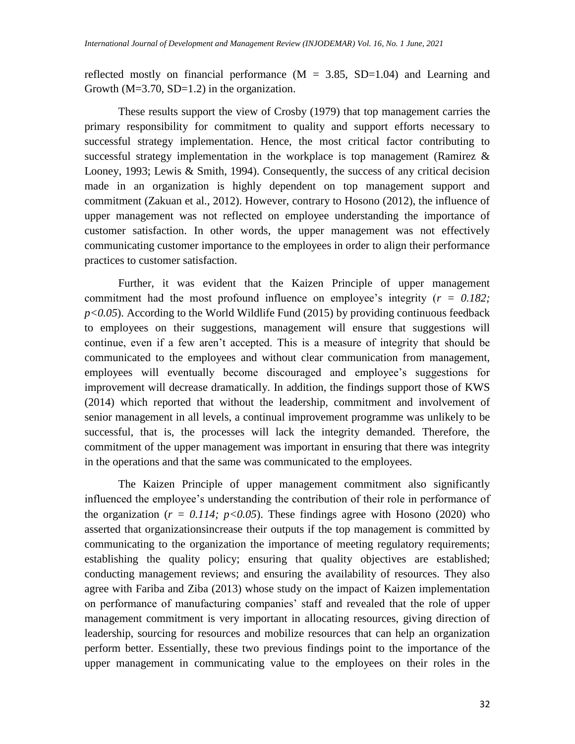reflected mostly on financial performance ($M = 3.85$, $SD=1.04$) and Learning and Growth ($M=3.70$, $SD=1.2$) in the organization.

These results support the view of Crosby (1979) that top management carries the primary responsibility for commitment to quality and support efforts necessary to successful strategy implementation. Hence, the most critical factor contributing to successful strategy implementation in the workplace is top management (Ramirez & Looney, 1993; Lewis & Smith, 1994). Consequently, the success of any critical decision made in an organization is highly dependent on top management support and commitment (Zakuan et al., 2012). However, contrary to Hosono (2012), the influence of upper management was not reflected on employee understanding the importance of customer satisfaction. In other words, the upper management was not effectively communicating customer importance to the employees in order to align their performance practices to customer satisfaction.

Further, it was evident that the Kaizen Principle of upper management commitment had the most profound influence on employee's integrity ($r = 0.182$; $p<0.05$). According to the World Wildlife Fund (2015) by providing continuous feedback to employees on their suggestions, management will ensure that suggestions will continue, even if a few aren't accepted. This is a measure of integrity that should be communicated to the employees and without clear communication from management, employees will eventually become discouraged and employee's suggestions for improvement will decrease dramatically. In addition, the findings support those of KWS (2014) which reported that without the leadership, commitment and involvement of senior management in all levels, a continual improvement programme was unlikely to be successful, that is, the processes will lack the integrity demanded. Therefore, the commitment of the upper management was important in ensuring that there was integrity in the operations and that the same was communicated to the employees.

The Kaizen Principle of upper management commitment also significantly influenced the employee's understanding the contribution of their role in performance of the organization ($r = 0.114$; $p<0.05$). These findings agree with Hosono (2020) who asserted that organizationsincrease their outputs if the top management is committed by communicating to the organization the importance of meeting regulatory requirements; establishing the quality policy; ensuring that quality objectives are established; conducting management reviews; and ensuring the availability of resources. They also agree with Fariba and Ziba (2013) whose study on the impact of Kaizen implementation on performance of manufacturing companies' staff and revealed that the role of upper management commitment is very important in allocating resources, giving direction of leadership, sourcing for resources and mobilize resources that can help an organization perform better. Essentially, these two previous findings point to the importance of the upper management in communicating value to the employees on their roles in the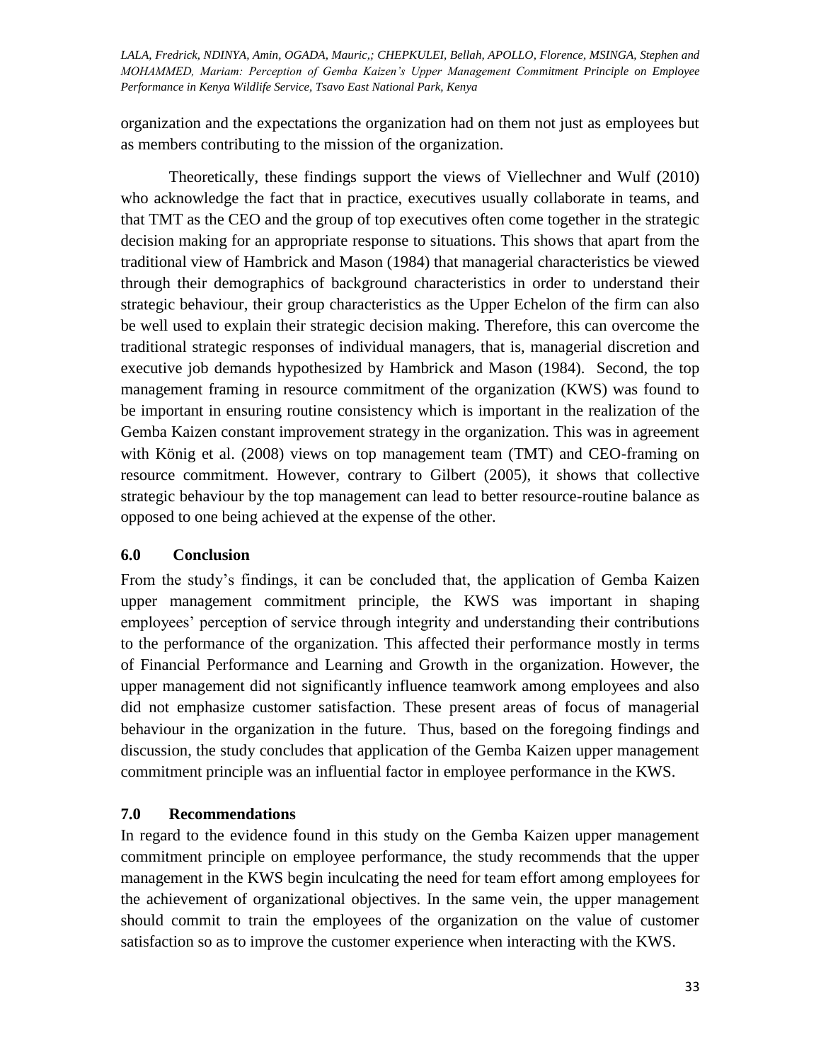organization and the expectations the organization had on them not just as employees but as members contributing to the mission of the organization.

Theoretically, these findings support the views of Viellechner and Wulf (2010) who acknowledge the fact that in practice, executives usually collaborate in teams, and that TMT as the CEO and the group of top executives often come together in the strategic decision making for an appropriate response to situations. This shows that apart from the traditional view of Hambrick and Mason (1984) that managerial characteristics be viewed through their demographics of background characteristics in order to understand their strategic behaviour, their group characteristics as the Upper Echelon of the firm can also be well used to explain their strategic decision making. Therefore, this can overcome the traditional strategic responses of individual managers, that is, managerial discretion and executive job demands hypothesized by Hambrick and Mason (1984). Second, the top management framing in resource commitment of the organization (KWS) was found to be important in ensuring routine consistency which is important in the realization of the Gemba Kaizen constant improvement strategy in the organization. This was in agreement with König et al. (2008) views on top management team (TMT) and CEO-framing on resource commitment. However, contrary to Gilbert (2005), it shows that collective strategic behaviour by the top management can lead to better resource-routine balance as opposed to one being achieved at the expense of the other.

## 6.0 Conclusion

From the study's findings, it can be concluded that, the application of Gemba Kaizen upper management commitment principle, the KWS was important in shaping employees' perception of service through integrity and understanding their contributions to the performance of the organization. This affected their performance mostly in terms of Financial Performance and Learning and Growth in the organization. However, the upper management did not significantly influence teamwork among employees and also did not emphasize customer satisfaction. These present areas of focus of managerial behaviour in the organization in the future. Thus, based on the foregoing findings and discussion, the study concludes that application of the Gemba Kaizen upper management commitment principle was an influential factor in employee performance in the KWS.

## 7.0 Recommendations

In regard to the evidence found in this study on the Gemba Kaizen upper management commitment principle on employee performance, the study recommends that the upper management in the KWS begin inculcating the need for team effort among employees for the achievement of organizational objectives. In the same vein, the upper management should commit to train the employees of the organization on the value of customer satisfaction so as to improve the customer experience when interacting with the KWS.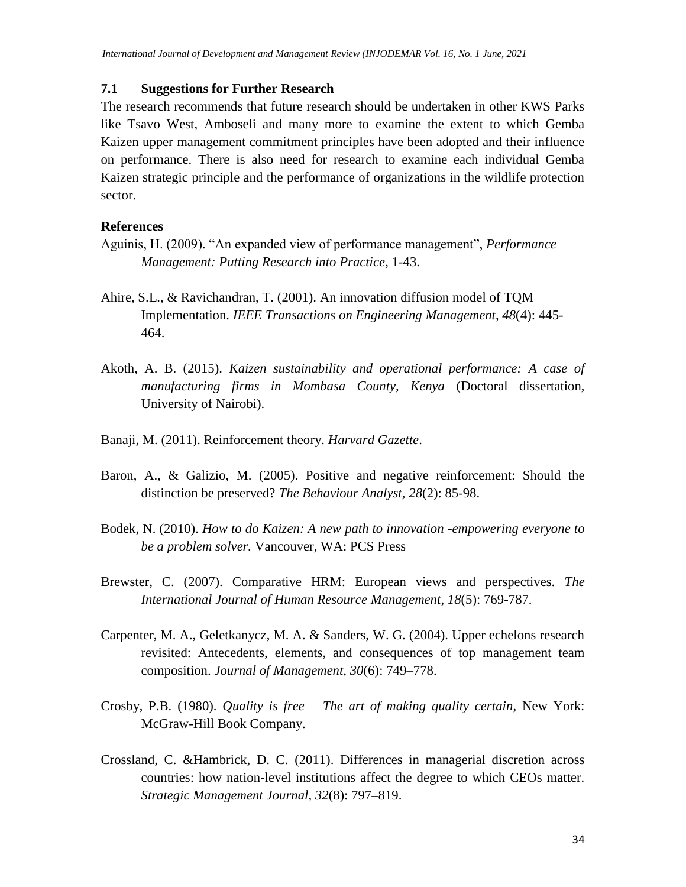### 7.1 Suggestions for Further Research

The research recommends that future research should be undertaken in other KWS Parks like Tsavo West, Amboseli and many more to examine the extent to which Gemba Kaizen upper management commitment principles have been adopted and their influence on performance. There is also need for research to examine each individual Gemba Kaizen strategic principle and the performance of organizations in the wildlife protection sector.

### References

Aguinis, H. (2009). "An expanded view of performance management", *Performance Management: Putting Research into Practice*, 1-43.

Ahire, S.L., & Ravichandran, T. (2001). An innovation diffusion model of TQM Implementation. *IEEE Transactions on Engineering Management*, *48*(4): 445-464.

Akoth, A. B. (2015). *Kaizen sustainability and operational performance: A case of manufacturing firms in Mombasa County, Kenya* (Doctoral dissertation, University of Nairobi).

Banaji, M. (2011). Reinforcement theory. *Harvard Gazette*.

Baron, A., & Galizio, M. (2005). Positive and negative reinforcement: Should the distinction be preserved? *The Behaviour Analyst*, *28*(2): 85-98.

Bodek, N. (2010). *How to do Kaizen: A new path to innovation -empowering everyone to be a problem solver.* Vancouver, WA: PCS Press

Brewster, C. (2007). Comparative HRM: European views and perspectives. *The International Journal of Human Resource Management*, *18*(5): 769-787.

Carpenter, M. A., Geletkanycz, M. A. & Sanders, W. G. (2004). Upper echelons research revisited: Antecedents, elements, and consequences of top management team composition. *Journal of Management, 30*(6): 749–778.

Crosby, P.B. (1980). *Quality is free – The art of making quality certain*, New York: McGraw-Hill Book Company.

Crossland, C. &Hambrick, D. C. (2011). Differences in managerial discretion across countries: how nation-level institutions affect the degree to which CEOs matter. *Strategic Management Journal, 32*(8): 797–819.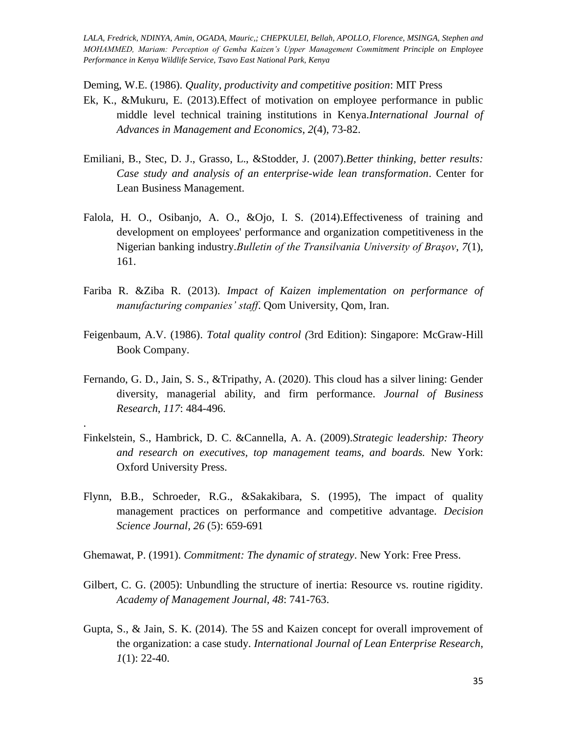Deming, W.E. (1986). *Quality, productivity and competitive position*: MIT Press

Ek, K., &Mukuru, E. (2013).Effect of motivation on employee performance in public middle level technical training institutions in Kenya.*International Journal of Advances in Management and Economics*, *2*(4), 73-82.

Emiliani, B., Stec, D. J., Grasso, L., &Stodder, J. (2007).*Better thinking, better results: Case study and analysis of an enterprise-wide lean transformation*. Center for Lean Business Management.

Falola, H. O., Osibanjo, A. O., &Ojo, I. S. (2014).Effectiveness of training and development on employees' performance and organization competitiveness in the Nigerian banking industry.*Bulletin of the Transilvania University of Braşov*, *7*(1), 161.

Fariba R. &Ziba R. (2013). *Impact of Kaizen implementation on performance of manufacturing companies' staff*. Qom University, Qom, Iran.

Feigenbaum, A.V. (1986). *Total quality control (*3rd Edition): Singapore: McGraw-Hill Book Company.

Fernando, G. D., Jain, S. S., &Tripathy, A. (2020). This cloud has a silver lining: Gender diversity, managerial ability, and firm performance. *Journal of Business Research*, *117*: 484-496.

.

Finkelstein, S., Hambrick, D. C. &Cannella, A. A. (2009).*Strategic leadership: Theory and research on executives, top management teams, and boards.* New York: Oxford University Press.

Flynn, B.B., Schroeder, R.G., &Sakakibara, S. (1995), The impact of quality management practices on performance and competitive advantage. *Decision Science Journal, 26* (5): 659-691

Ghemawat, P. (1991). *Commitment: The dynamic of strategy*. New York: Free Press.

Gilbert, C. G. (2005): Unbundling the structure of inertia: Resource vs. routine rigidity. *Academy of Management Journal, 48*: 741-763.

Gupta, S., & Jain, S. K. (2014). The 5S and Kaizen concept for overall improvement of the organization: a case study. *International Journal of Lean Enterprise Research*, *1*(1): 22-40.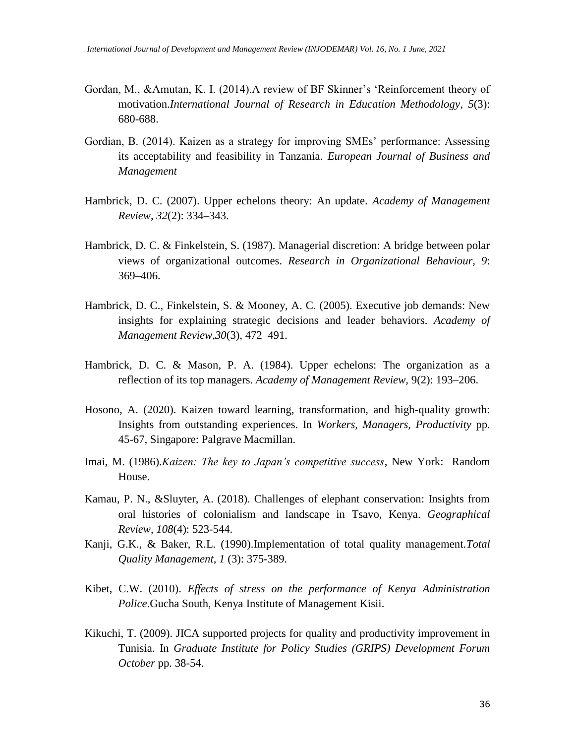Gordan, M., &Amutan, K. I. (2014).A review of BF Skinner's 'Reinforcement theory of motivation.*International Journal of Research in Education Methodology*, *5*(3): 680-688.

Gordian, B. (2014). Kaizen as a strategy for improving SMEs' performance: Assessing its acceptability and feasibility in Tanzania. *European Journal of Business and Management*

Hambrick, D. C. (2007). Upper echelons theory: An update. *Academy of Management Review*, *32*(2): 334–343.

Hambrick, D. C. & Finkelstein, S. (1987). Managerial discretion: A bridge between polar views of organizational outcomes. *Research in Organizational Behaviour, 9*: 369–406.

Hambrick, D. C., Finkelstein, S. & Mooney, A. C. (2005). Executive job demands: New insights for explaining strategic decisions and leader behaviors. *Academy of Management Review*,*30*(3), 472–491.

Hambrick, D. C. & Mason, P. A. (1984). Upper echelons: The organization as a reflection of its top managers. *Academy of Management Review*, 9(2): 193–206.

Hosono, A. (2020). Kaizen toward learning, transformation, and high-quality growth: Insights from outstanding experiences. In *Workers, Managers, Productivity* pp. 45-67, Singapore: Palgrave Macmillan.

Imai, M. (1986).*Kaizen: The key to Japan's competitive success*, New York: Random House.

Kamau, P. N., &Sluyter, A. (2018). Challenges of elephant conservation: Insights from oral histories of colonialism and landscape in Tsavo, Kenya. *Geographical Review*, *108*(4): 523-544.

Kanji, G.K., & Baker, R.L. (1990).Implementation of total quality management.*Total Quality Management, 1* (3): 375-389.

Kibet, C.W. (2010). *Effects of stress on the performance of Kenya Administration Police*.Gucha South, Kenya Institute of Management Kisii.

Kikuchi, T. (2009). JICA supported projects for quality and productivity improvement in Tunisia. In *Graduate Institute for Policy Studies (GRIPS) Development Forum October* pp. 38-54.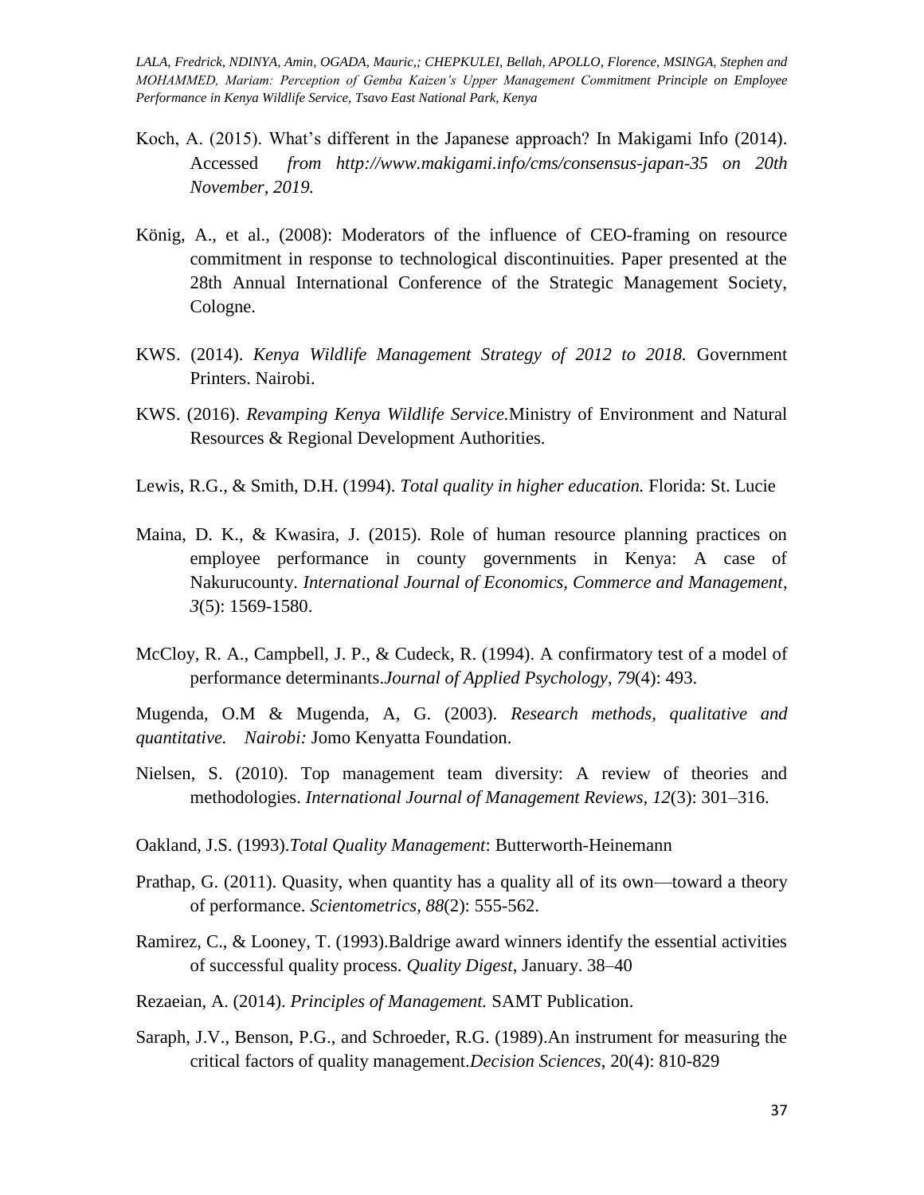Koch, A. (2015). What's different in the Japanese approach? In Makigami Info (2014). Accessed *from http://www.makigami.info/cms/consensus-japan-35 on 20th November, 2019.*

König, A., et al., (2008): Moderators of the influence of CEO-framing on resource commitment in response to technological discontinuities. Paper presented at the 28th Annual International Conference of the Strategic Management Society, Cologne.

KWS. (2014). *Kenya Wildlife Management Strategy of 2012 to 2018.* Government Printers. Nairobi.

KWS. (2016). *Revamping Kenya Wildlife Service.*Ministry of Environment and Natural Resources & Regional Development Authorities.

Lewis, R.G., & Smith, D.H. (1994). *Total quality in higher education.* Florida: St. Lucie

Maina, D. K., & Kwasira, J. (2015). Role of human resource planning practices on employee performance in county governments in Kenya: A case of Nakurucounty. *International Journal of Economics, Commerce and Management*, *3*(5): 1569-1580.

McCloy, R. A., Campbell, J. P., & Cudeck, R. (1994). A confirmatory test of a model of performance determinants.*Journal of Applied Psychology*, *79*(4): 493.

Mugenda, O.M & Mugenda, A, G. (2003). *Research methods, qualitative and quantitative. Nairobi:* Jomo Kenyatta Foundation.

Nielsen, S. (2010). Top management team diversity: A review of theories and methodologies. *International Journal of Management Reviews*, *12*(3): 301–316.

Oakland, J.S. (1993).*Total Quality Management*: Butterworth-Heinemann

Prathap, G. (2011). Quasity, when quantity has a quality all of its own—toward a theory of performance. *Scientometrics*, *88*(2): 555-562.

Ramirez, C., & Looney, T. (1993).Baldrige award winners identify the essential activities of successful quality process. *Quality Digest*, January. 38–40

Rezaeian, A. (2014). *Principles of Management.* SAMT Publication.

Saraph, J.V., Benson, P.G., and Schroeder, R.G. (1989).An instrument for measuring the critical factors of quality management.*Decision Sciences*, 20(4): 810-829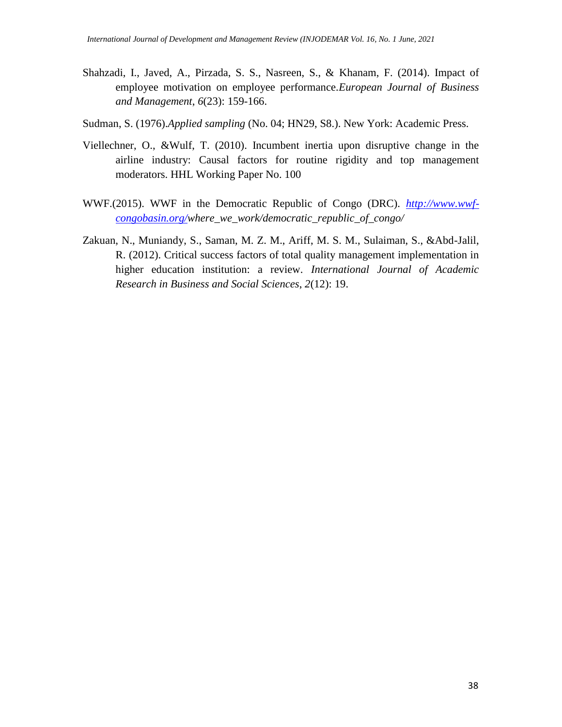Shahzadi, I., Javed, A., Pirzada, S. S., Nasreen, S., & Khanam, F. (2014). Impact of employee motivation on employee performance.*European Journal of Business and Management*, *6*(23): 159-166.

Sudman, S. (1976).*Applied sampling* (No. 04; HN29, S8.). New York: Academic Press.

Viellechner, O., &Wulf, T. (2010). Incumbent inertia upon disruptive change in the airline industry: Causal factors for routine rigidity and top management moderators. HHL Working Paper No. 100

WWF.(2015). WWF in the Democratic Republic of Congo (DRC). *http://www.wwf-congobasin.org/where_we_work/democratic_republic_of_congo/*

Zakuan, N., Muniandy, S., Saman, M. Z. M., Ariff, M. S. M., Sulaiman, S., &Abd-Jalil, R. (2012). Critical success factors of total quality management implementation in higher education institution: a review. *International Journal of Academic Research in Business and Social Sciences*, *2*(12): 19.